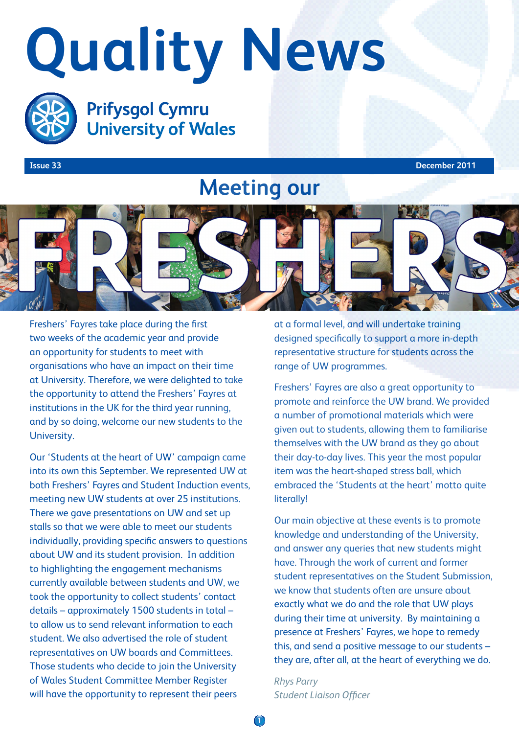# Quality News

Prifysgol Cymru
University of Wales

Issue 33 December 2011

## Meeting our FRESHERS

Freshers' Fayres take place during the first two weeks of the academic year and provide an opportunity for students to meet with organisations who have an impact on their time at University. Therefore, we were delighted to take the opportunity to attend the Freshers' Fayres at institutions in the UK for the third year running, and by so doing, welcome our new students to the University.

Our 'Students at the heart of UW' campaign came into its own this September. We represented UW at both Freshers' Fayres and Student Induction events, meeting new UW students at over 25 institutions. There we gave presentations on UW and set up stalls so that we were able to meet our students individually, providing specific answers to questions about UW and its student provision. In addition to highlighting the engagement mechanisms currently available between students and UW, we took the opportunity to collect students' contact details – approximately 1500 students in total – to allow us to send relevant information to each student. We also advertised the role of student representatives on UW boards and Committees. Those students who decide to join the University of Wales Student Committee Member Register will have the opportunity to represent their peers at a formal level, and will undertake training designed specifically to support a more in-depth representative structure for students across the range of UW programmes.

Freshers' Fayres are also a great opportunity to promote and reinforce the UW brand. We provided a number of promotional materials which were given out to students, allowing them to familiarise themselves with the UW brand as they go about their day-to-day lives. This year the most popular item was the heart-shaped stress ball, which embraced the 'Students at the heart' motto quite literally!

Our main objective at these events is to promote knowledge and understanding of the University, and answer any queries that new students might have. Through the work of current and former student representatives on the Student Submission, we know that students often are unsure about exactly what we do and the role that UW plays during their time at university. By maintaining a presence at Freshers' Fayres, we hope to remedy this, and send a positive message to our students – they are, after all, at the heart of everything we do.

*Rhys Parry*
*Student Liaison Officer*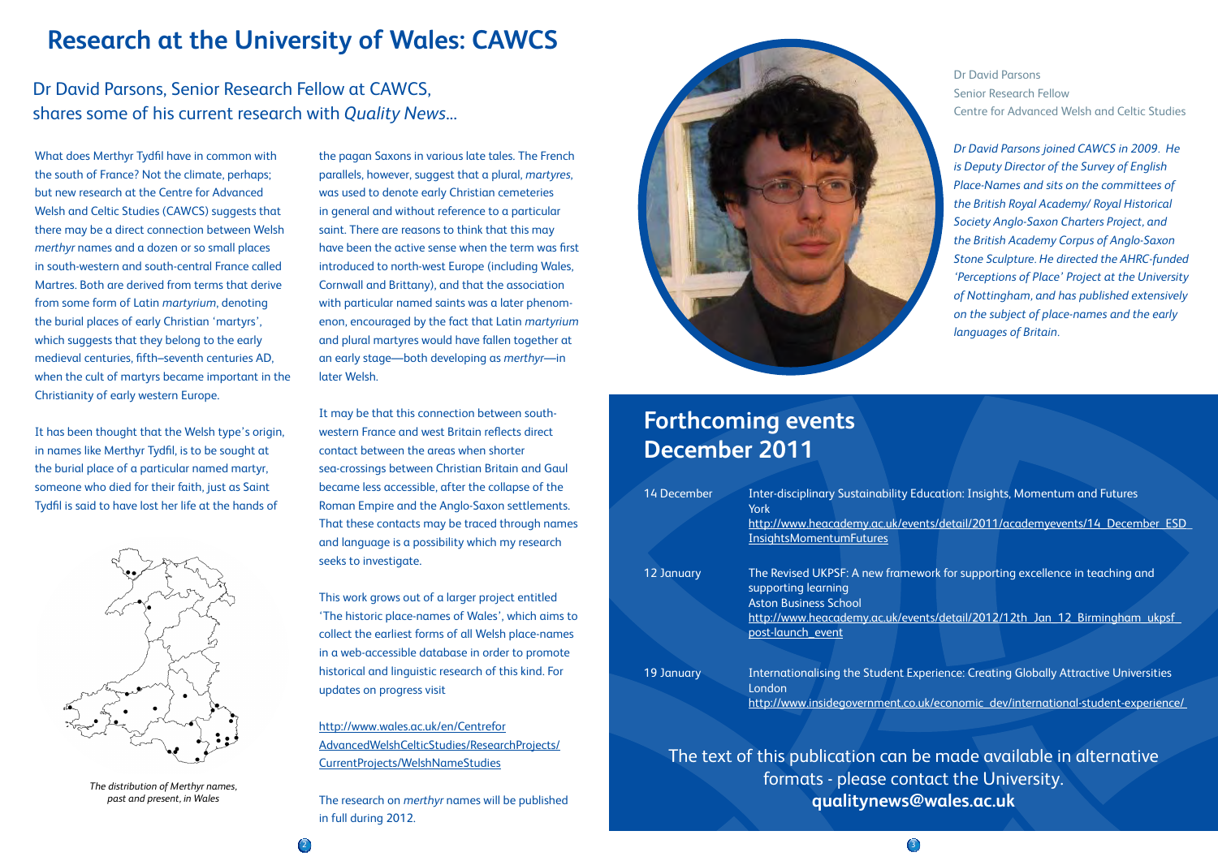# Research at the University of Wales: CAWCS

## Dr David Parsons, Senior Research Fellow at CAWCS, shares some of his current research with *Quality News*...

What does Merthyr Tydfil have in common with the south of France? Not the climate, perhaps; but new research at the Centre for Advanced Welsh and Celtic Studies (CAWCS) suggests that there may be a direct connection between Welsh *merthyr* names and a dozen or so small places in south-western and south-central France called Martres. Both are derived from terms that derive from some form of Latin *martyrium*, denoting the burial places of early Christian 'martyrs', which suggests that they belong to the early medieval centuries, fifth–seventh centuries AD, when the cult of martyrs became important in the Christianity of early western Europe.

It has been thought that the Welsh type's origin, in names like Merthyr Tydfil, is to be sought at the burial place of a particular named martyr, someone who died for their faith, just as Saint Tydfil is said to have lost her life at the hands of the pagan Saxons in various late tales. The French parallels, however, suggest that a plural, *martyres*, was used to denote early Christian cemeteries in general and without reference to a particular saint. There are reasons to think that this may have been the active sense when the term was first introduced to north-west Europe (including Wales, Cornwall and Brittany), and that the association with particular named saints was a later phenomenon, encouraged by the fact that Latin *martyrium* and plural martyres would have fallen together at an early stage—both developing as *merthyr*—in later Welsh.

*The distribution of Merthyr names, past and present, in Wales*

It may be that this connection between south-western France and west Britain reflects direct contact between the areas when shorter sea-crossings between Christian Britain and Gaul became less accessible, after the collapse of the Roman Empire and the Anglo-Saxon settlements. That these contacts may be traced through names and language is a possibility which my research seeks to investigate.

This work grows out of a larger project entitled 'The historic place-names of Wales', which aims to collect the earliest forms of all Welsh place-names in a web-accessible database in order to promote historical and linguistic research of this kind. For updates on progress visit

http://www.wales.ac.uk/en/CentreforAdvancedWelshCelticStudies/ResearchProjects/CurrentProjects/WelshNameStudies

The research on *merthyr* names will be published in full during 2012.

Dr David Parsons
Senior Research Fellow
Centre for Advanced Welsh and Celtic Studies

*Dr David Parsons joined CAWCS in 2009. He is Deputy Director of the Survey of English Place-Names and sits on the committees of the British Royal Academy/ Royal Historical Society Anglo-Saxon Charters Project, and the British Academy Corpus of Anglo-Saxon Stone Sculpture. He directed the AHRC-funded 'Perceptions of Place' Project at the University of Nottingham, and has published extensively on the subject of place-names and the early languages of Britain.*

## Forthcoming events December 2011

| | |
|---|---|
| 14 December | Inter-disciplinary Sustainability Education: Insights, Momentum and Futures<br>York<br>http://www.heacademy.ac.uk/events/detail/2011/academyevents/14_December_ESD_InsightsMomentumFutures |
| 12 January | The Revised UKPSF: A new framework for supporting excellence in teaching and supporting learning<br>Aston Business School<br>http://www.heacademy.ac.uk/events/detail/2012/12th_Jan_12_Birmingham_ukpsf_post-launch_event |
| 19 January | Internationalising the Student Experience: Creating Globally Attractive Universities<br>London<br>http://www.insidegovernment.co.uk/economic_dev/international-student-experience/ |

The text of this publication can be made available in alternative formats - please contact the University.
**qualitynews@wales.ac.uk**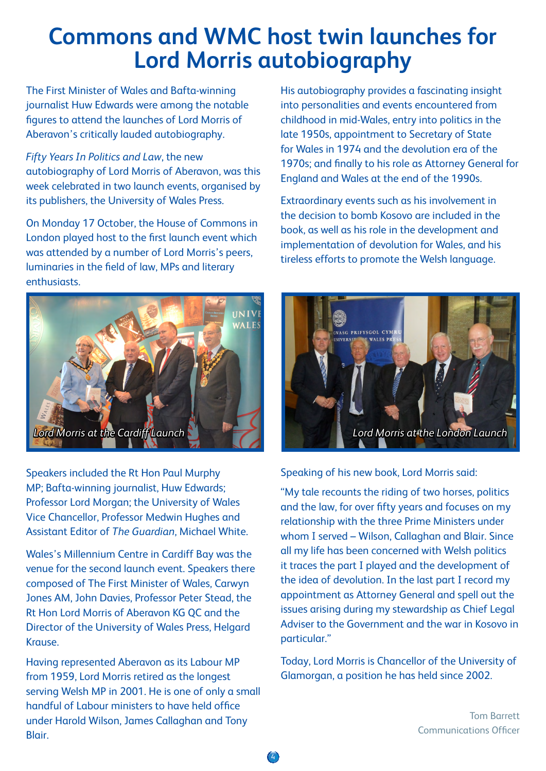# Commons and WMC host twin launches for Lord Morris autobiography

The First Minister of Wales and Bafta-winning journalist Huw Edwards were among the notable figures to attend the launches of Lord Morris of Aberavon's critically lauded autobiography.

*Fifty Years In Politics and Law*, the new autobiography of Lord Morris of Aberavon, was this week celebrated in two launch events, organised by its publishers, the University of Wales Press.

On Monday 17 October, the House of Commons in London played host to the first launch event which was attended by a number of Lord Morris's peers, luminaries in the field of law, MPs and literary enthusiasts.

His autobiography provides a fascinating insight into personalities and events encountered from childhood in mid-Wales, entry into politics in the late 1950s, appointment to Secretary of State for Wales in 1974 and the devolution era of the 1970s; and finally to his role as Attorney General for England and Wales at the end of the 1990s.

Extraordinary events such as his involvement in the decision to bomb Kosovo are included in the book, as well as his role in the development and implementation of devolution for Wales, and his tireless efforts to promote the Welsh language.

*Lord Morris at the Cardiff Launch*

*Lord Morris at the London Launch*

Speakers included the Rt Hon Paul Murphy MP; Bafta-winning journalist, Huw Edwards; Professor Lord Morgan; the University of Wales Vice Chancellor, Professor Medwin Hughes and Assistant Editor of *The Guardian*, Michael White.

Wales's Millennium Centre in Cardiff Bay was the venue for the second launch event. Speakers there composed of The First Minister of Wales, Carwyn Jones AM, John Davies, Professor Peter Stead, the Rt Hon Lord Morris of Aberavon KG QC and the Director of the University of Wales Press, Helgard Krause.

Having represented Aberavon as its Labour MP from 1959, Lord Morris retired as the longest serving Welsh MP in 2001. He is one of only a small handful of Labour ministers to have held office under Harold Wilson, James Callaghan and Tony Blair.

Speaking of his new book, Lord Morris said:

"My tale recounts the riding of two horses, politics and the law, for over fifty years and focuses on my relationship with the three Prime Ministers under whom I served – Wilson, Callaghan and Blair. Since all my life has been concerned with Welsh politics it traces the part I played and the development of the idea of devolution. In the last part I record my appointment as Attorney General and spell out the issues arising during my stewardship as Chief Legal Adviser to the Government and the war in Kosovo in particular."

Today, Lord Morris is Chancellor of the University of Glamorgan, a position he has held since 2002.

Tom Barrett
Communications Officer